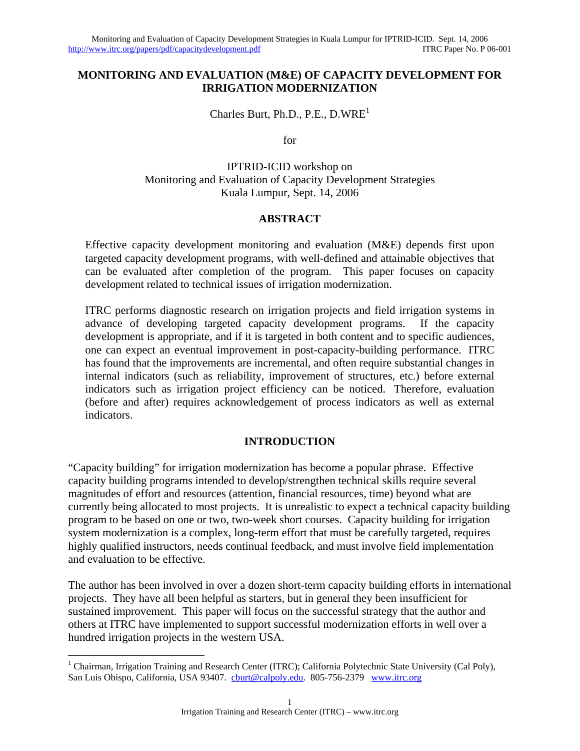# MONITORING AND EVALUATION (M&E) OF CAPACITY DEVELOPMENT FOR IRRIGATION MODERNIZATION

Charles Burt, Ph.D., P.E., D.WRE[1]

for

IPTRID-ICID workshop on
Monitoring and Evaluation of Capacity Development Strategies
Kuala Lumpur, Sept. 14, 2006

## ABSTRACT

Effective capacity development monitoring and evaluation (M&E) depends first upon targeted capacity development programs, with well-defined and attainable objectives that can be evaluated after completion of the program. This paper focuses on capacity development related to technical issues of irrigation modernization.

ITRC performs diagnostic research on irrigation projects and field irrigation systems in advance of developing targeted capacity development programs. If the capacity development is appropriate, and if it is targeted in both content and to specific audiences, one can expect an eventual improvement in post-capacity-building performance. ITRC has found that the improvements are incremental, and often require substantial changes in internal indicators (such as reliability, improvement of structures, etc.) before external indicators such as irrigation project efficiency can be noticed. Therefore, evaluation (before and after) requires acknowledgement of process indicators as well as external indicators.

## INTRODUCTION

"Capacity building" for irrigation modernization has become a popular phrase. Effective capacity building programs intended to develop/strengthen technical skills require several magnitudes of effort and resources (attention, financial resources, time) beyond what are currently being allocated to most projects. It is unrealistic to expect a technical capacity building program to be based on one or two, two-week short courses. Capacity building for irrigation system modernization is a complex, long-term effort that must be carefully targeted, requires highly qualified instructors, needs continual feedback, and must involve field implementation and evaluation to be effective.

The author has been involved in over a dozen short-term capacity building efforts in international projects. They have all been helpful as starters, but in general they been insufficient for sustained improvement. This paper will focus on the successful strategy that the author and others at ITRC have implemented to support successful modernization efforts in well over a hundred irrigation projects in the western USA.

[1] Chairman, Irrigation Training and Research Center (ITRC); California Polytechnic State University (Cal Poly), San Luis Obispo, California, USA 93407. cburt@calpoly.edu. 805-756-2379 www.itrc.org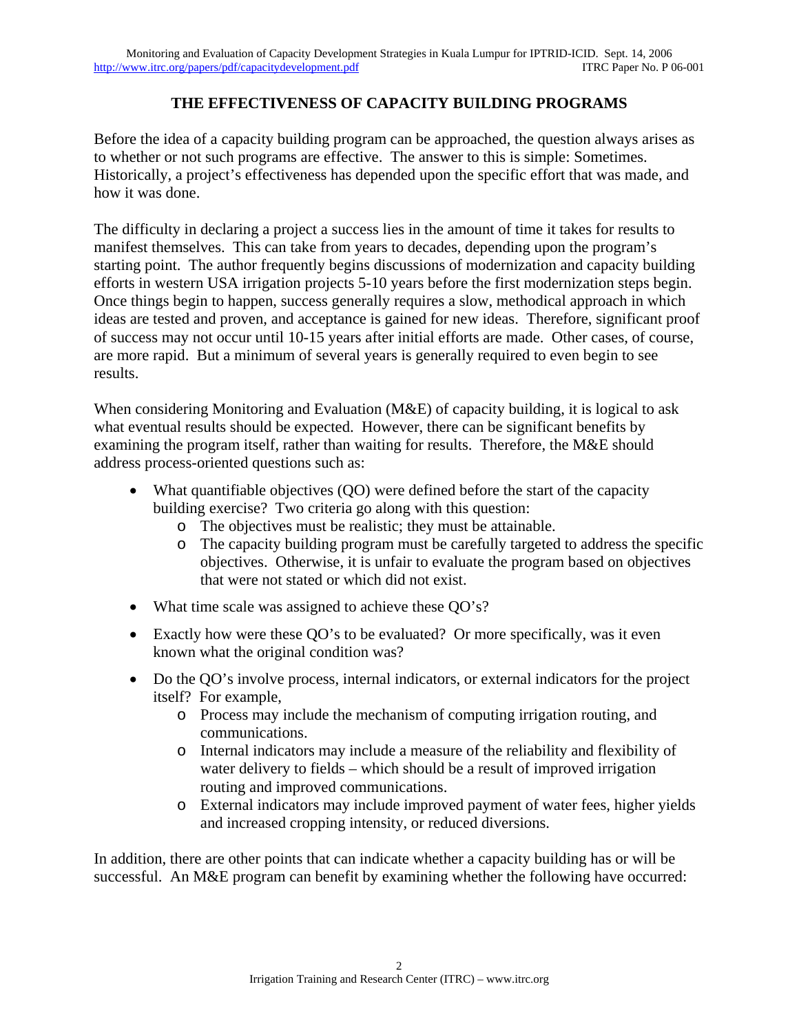## THE EFFECTIVENESS OF CAPACITY BUILDING PROGRAMS

Before the idea of a capacity building program can be approached, the question always arises as to whether or not such programs are effective. The answer to this is simple: Sometimes. Historically, a project's effectiveness has depended upon the specific effort that was made, and how it was done.

The difficulty in declaring a project a success lies in the amount of time it takes for results to manifest themselves. This can take from years to decades, depending upon the program's starting point. The author frequently begins discussions of modernization and capacity building efforts in western USA irrigation projects 5-10 years before the first modernization steps begin. Once things begin to happen, success generally requires a slow, methodical approach in which ideas are tested and proven, and acceptance is gained for new ideas. Therefore, significant proof of success may not occur until 10-15 years after initial efforts are made. Other cases, of course, are more rapid. But a minimum of several years is generally required to even begin to see results.

When considering Monitoring and Evaluation (M&E) of capacity building, it is logical to ask what eventual results should be expected. However, there can be significant benefits by examining the program itself, rather than waiting for results. Therefore, the M&E should address process-oriented questions such as:

- What quantifiable objectives (QO) were defined before the start of the capacity building exercise? Two criteria go along with this question:
  - The objectives must be realistic; they must be attainable.
  - The capacity building program must be carefully targeted to address the specific objectives. Otherwise, it is unfair to evaluate the program based on objectives that were not stated or which did not exist.
- What time scale was assigned to achieve these QO's?
- Exactly how were these QO's to be evaluated? Or more specifically, was it even known what the original condition was?
- Do the QO's involve process, internal indicators, or external indicators for the project itself? For example,
  - Process may include the mechanism of computing irrigation routing, and communications.
  - Internal indicators may include a measure of the reliability and flexibility of water delivery to fields – which should be a result of improved irrigation routing and improved communications.
  - External indicators may include improved payment of water fees, higher yields and increased cropping intensity, or reduced diversions.

In addition, there are other points that can indicate whether a capacity building has or will be successful. An M&E program can benefit by examining whether the following have occurred: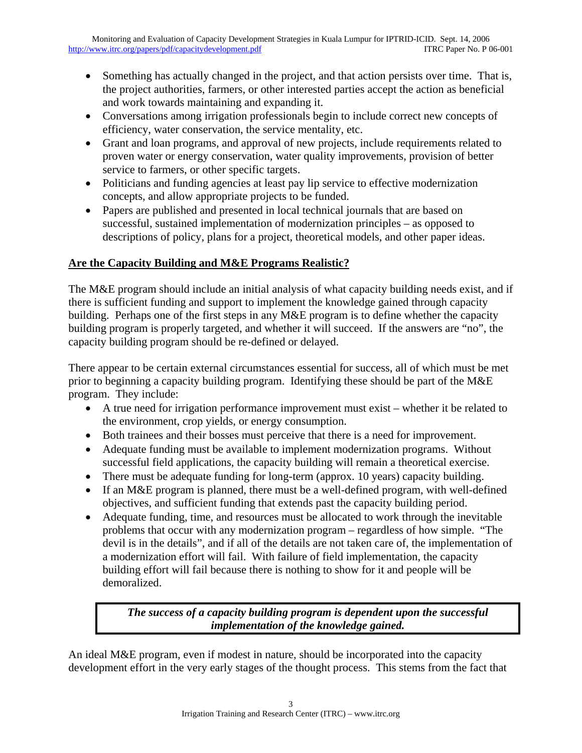- Something has actually changed in the project, and that action persists over time. That is, the project authorities, farmers, or other interested parties accept the action as beneficial and work towards maintaining and expanding it.
- Conversations among irrigation professionals begin to include correct new concepts of efficiency, water conservation, the service mentality, etc.
- Grant and loan programs, and approval of new projects, include requirements related to proven water or energy conservation, water quality improvements, provision of better service to farmers, or other specific targets.
- Politicians and funding agencies at least pay lip service to effective modernization concepts, and allow appropriate projects to be funded.
- Papers are published and presented in local technical journals that are based on successful, sustained implementation of modernization principles – as opposed to descriptions of policy, plans for a project, theoretical models, and other paper ideas.

## Are the Capacity Building and M&E Programs Realistic?

The M&E program should include an initial analysis of what capacity building needs exist, and if there is sufficient funding and support to implement the knowledge gained through capacity building. Perhaps one of the first steps in any M&E program is to define whether the capacity building program is properly targeted, and whether it will succeed. If the answers are "no", the capacity building program should be re-defined or delayed.

There appear to be certain external circumstances essential for success, all of which must be met prior to beginning a capacity building program. Identifying these should be part of the M&E program. They include:

- A true need for irrigation performance improvement must exist – whether it be related to the environment, crop yields, or energy consumption.
- Both trainees and their bosses must perceive that there is a need for improvement.
- Adequate funding must be available to implement modernization programs. Without successful field applications, the capacity building will remain a theoretical exercise.
- There must be adequate funding for long-term (approx. 10 years) capacity building.
- If an M&E program is planned, there must be a well-defined program, with well-defined objectives, and sufficient funding that extends past the capacity building period.
- Adequate funding, time, and resources must be allocated to work through the inevitable problems that occur with any modernization program – regardless of how simple. "The devil is in the details", and if all of the details are not taken care of, the implementation of a modernization effort will fail. With failure of field implementation, the capacity building effort will fail because there is nothing to show for it and people will be demoralized.

> ***The success of a capacity building program is dependent upon the successful implementation of the knowledge gained.***

An ideal M&E program, even if modest in nature, should be incorporated into the capacity development effort in the very early stages of the thought process. This stems from the fact that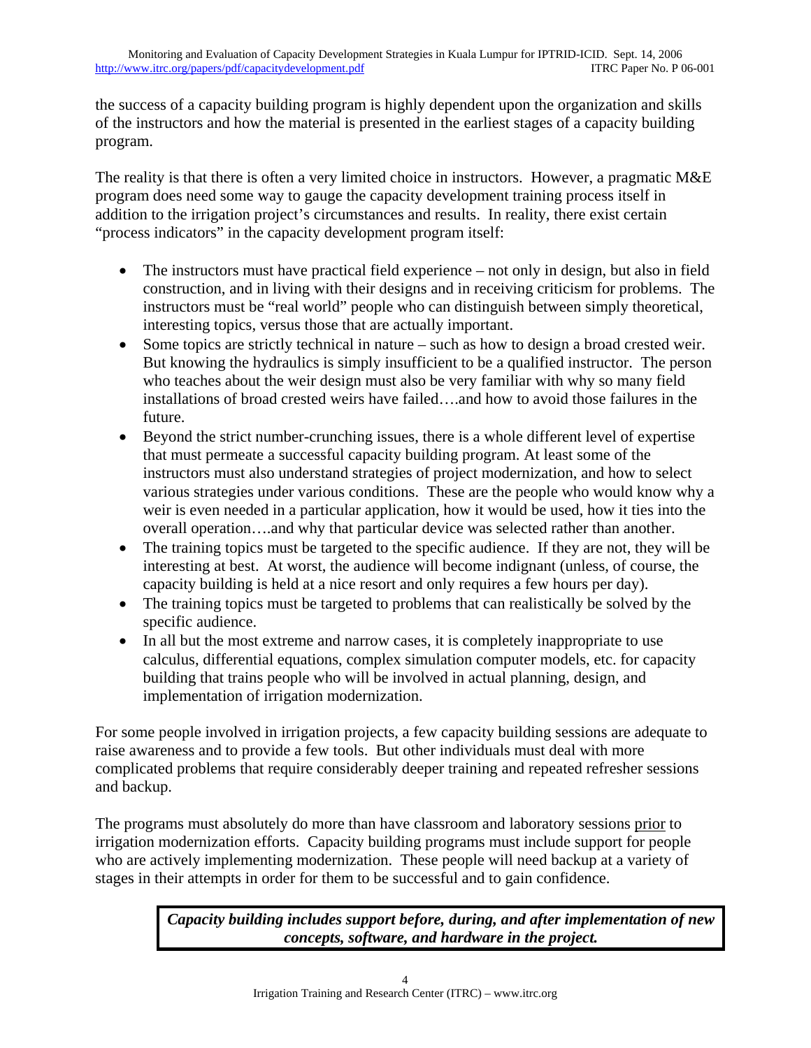the success of a capacity building program is highly dependent upon the organization and skills of the instructors and how the material is presented in the earliest stages of a capacity building program.

The reality is that there is often a very limited choice in instructors. However, a pragmatic M&E program does need some way to gauge the capacity development training process itself in addition to the irrigation project's circumstances and results. In reality, there exist certain "process indicators" in the capacity development program itself:

- The instructors must have practical field experience – not only in design, but also in field construction, and in living with their designs and in receiving criticism for problems. The instructors must be "real world" people who can distinguish between simply theoretical, interesting topics, versus those that are actually important.
- Some topics are strictly technical in nature – such as how to design a broad crested weir. But knowing the hydraulics is simply insufficient to be a qualified instructor. The person who teaches about the weir design must also be very familiar with why so many field installations of broad crested weirs have failed….and how to avoid those failures in the future.
- Beyond the strict number-crunching issues, there is a whole different level of expertise that must permeate a successful capacity building program. At least some of the instructors must also understand strategies of project modernization, and how to select various strategies under various conditions. These are the people who would know why a weir is even needed in a particular application, how it would be used, how it ties into the overall operation….and why that particular device was selected rather than another.
- The training topics must be targeted to the specific audience. If they are not, they will be interesting at best. At worst, the audience will become indignant (unless, of course, the capacity building is held at a nice resort and only requires a few hours per day).
- The training topics must be targeted to problems that can realistically be solved by the specific audience.
- In all but the most extreme and narrow cases, it is completely inappropriate to use calculus, differential equations, complex simulation computer models, etc. for capacity building that trains people who will be involved in actual planning, design, and implementation of irrigation modernization.

For some people involved in irrigation projects, a few capacity building sessions are adequate to raise awareness and to provide a few tools. But other individuals must deal with more complicated problems that require considerably deeper training and repeated refresher sessions and backup.

The programs must absolutely do more than have classroom and laboratory sessions <u>prior</u> to irrigation modernization efforts. Capacity building programs must include support for people who are actively implementing modernization. These people will need backup at a variety of stages in their attempts in order for them to be successful and to gain confidence.

***Capacity building includes support before, during, and after implementation of new concepts, software, and hardware in the project.***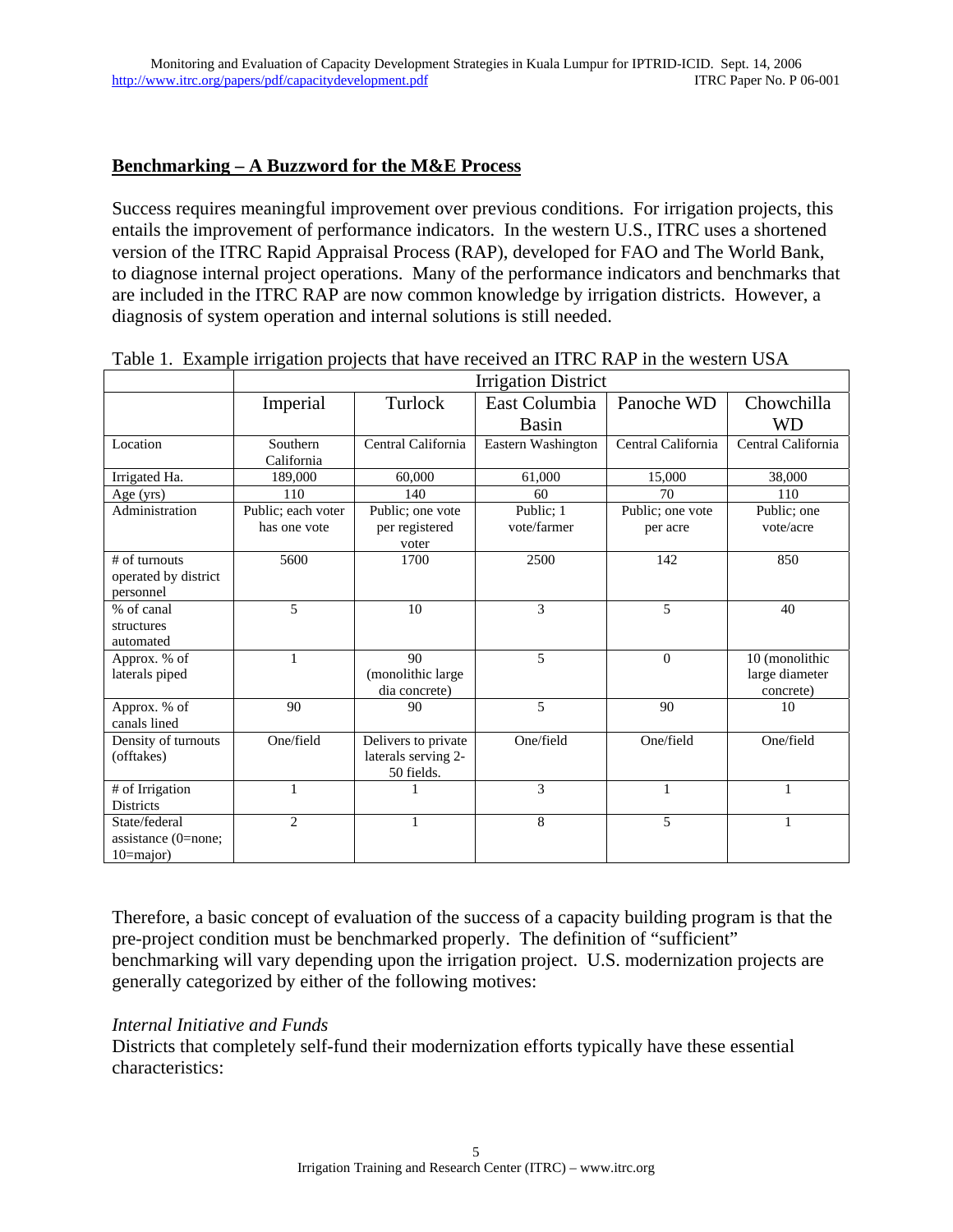## Benchmarking – A Buzzword for the M&E Process

Success requires meaningful improvement over previous conditions. For irrigation projects, this entails the improvement of performance indicators. In the western U.S., ITRC uses a shortened version of the ITRC Rapid Appraisal Process (RAP), developed for FAO and The World Bank, to diagnose internal project operations. Many of the performance indicators and benchmarks that are included in the ITRC RAP are now common knowledge by irrigation districts. However, a diagnosis of system operation and internal solutions is still needed.

Table 1. Example irrigation projects that have received an ITRC RAP in the western USA

| | Irrigation District | | | | |
|---|---|---|---|---|---|
| | Imperial | Turlock | East Columbia Basin | Panoche WD | Chowchilla WD |
| Location | Southern California | Central California | Eastern Washington | Central California | Central California |
| Irrigated Ha. | 189,000 | 60,000 | 61,000 | 15,000 | 38,000 |
| Age (yrs) | 110 | 140 | 60 | 70 | 110 |
| Administration | Public; each voter has one vote | Public; one vote per registered voter | Public; 1 vote/farmer | Public; one vote per acre | Public; one vote/acre |
| # of turnouts operated by district personnel | 5600 | 1700 | 2500 | 142 | 850 |
| % of canal structures automated | 5 | 10 | 3 | 5 | 40 |
| Approx. % of laterals piped | 1 | 90 (monolithic large dia concrete) | 5 | 0 | 10 (monolithic large diameter concrete) |
| Approx. % of canals lined | 90 | 90 | 5 | 90 | 10 |
| Density of turnouts (offtakes) | One/field | Delivers to private laterals serving 2-50 fields. | One/field | One/field | One/field |
| # of Irrigation Districts | 1 | 1 | 3 | 1 | 1 |
| State/federal assistance (0=none; 10=major) | 2 | 1 | 8 | 5 | 1 |

Therefore, a basic concept of evaluation of the success of a capacity building program is that the pre-project condition must be benchmarked properly. The definition of "sufficient" benchmarking will vary depending upon the irrigation project. U.S. modernization projects are generally categorized by either of the following motives:

*Internal Initiative and Funds*

Districts that completely self-fund their modernization efforts typically have these essential characteristics: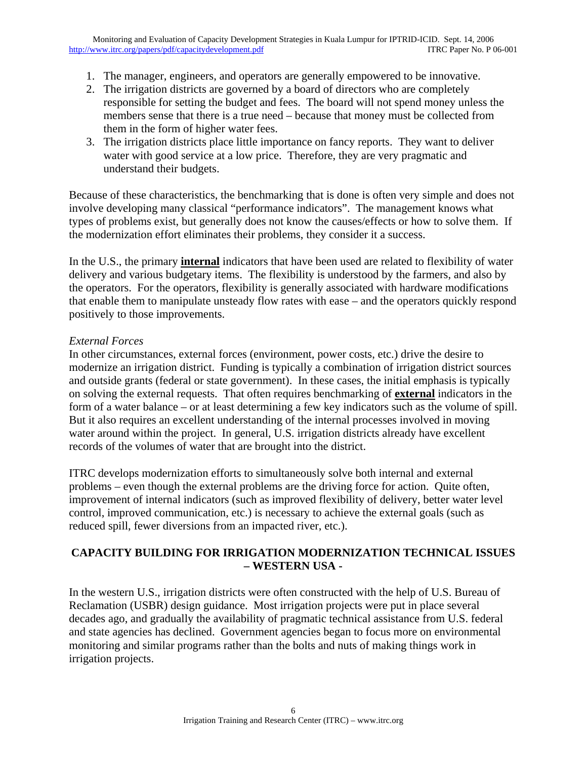1. The manager, engineers, and operators are generally empowered to be innovative.
2. The irrigation districts are governed by a board of directors who are completely responsible for setting the budget and fees. The board will not spend money unless the members sense that there is a true need – because that money must be collected from them in the form of higher water fees.
3. The irrigation districts place little importance on fancy reports. They want to deliver water with good service at a low price. Therefore, they are very pragmatic and understand their budgets.

Because of these characteristics, the benchmarking that is done is often very simple and does not involve developing many classical "performance indicators". The management knows what types of problems exist, but generally does not know the causes/effects or how to solve them. If the modernization effort eliminates their problems, they consider it a success.

In the U.S., the primary **internal** indicators that have been used are related to flexibility of water delivery and various budgetary items. The flexibility is understood by the farmers, and also by the operators. For the operators, flexibility is generally associated with hardware modifications that enable them to manipulate unsteady flow rates with ease – and the operators quickly respond positively to those improvements.

*External Forces*

In other circumstances, external forces (environment, power costs, etc.) drive the desire to modernize an irrigation district. Funding is typically a combination of irrigation district sources and outside grants (federal or state government). In these cases, the initial emphasis is typically on solving the external requests. That often requires benchmarking of **external** indicators in the form of a water balance – or at least determining a few key indicators such as the volume of spill. But it also requires an excellent understanding of the internal processes involved in moving water around within the project. In general, U.S. irrigation districts already have excellent records of the volumes of water that are brought into the district.

ITRC develops modernization efforts to simultaneously solve both internal and external problems – even though the external problems are the driving force for action. Quite often, improvement of internal indicators (such as improved flexibility of delivery, better water level control, improved communication, etc.) is necessary to achieve the external goals (such as reduced spill, fewer diversions from an impacted river, etc.).

## CAPACITY BUILDING FOR IRRIGATION MODERNIZATION TECHNICAL ISSUES – WESTERN USA -

In the western U.S., irrigation districts were often constructed with the help of U.S. Bureau of Reclamation (USBR) design guidance. Most irrigation projects were put in place several decades ago, and gradually the availability of pragmatic technical assistance from U.S. federal and state agencies has declined. Government agencies began to focus more on environmental monitoring and similar programs rather than the bolts and nuts of making things work in irrigation projects.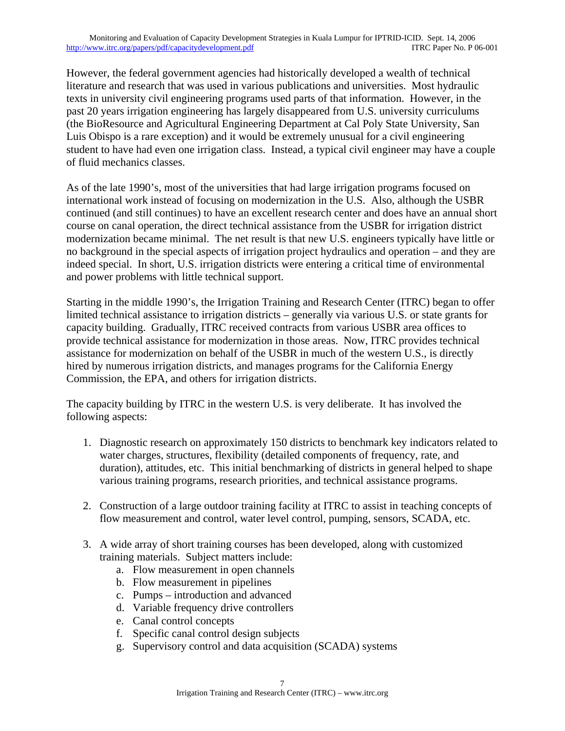However, the federal government agencies had historically developed a wealth of technical literature and research that was used in various publications and universities. Most hydraulic texts in university civil engineering programs used parts of that information. However, in the past 20 years irrigation engineering has largely disappeared from U.S. university curriculums (the BioResource and Agricultural Engineering Department at Cal Poly State University, San Luis Obispo is a rare exception) and it would be extremely unusual for a civil engineering student to have had even one irrigation class. Instead, a typical civil engineer may have a couple of fluid mechanics classes.

As of the late 1990's, most of the universities that had large irrigation programs focused on international work instead of focusing on modernization in the U.S. Also, although the USBR continued (and still continues) to have an excellent research center and does have an annual short course on canal operation, the direct technical assistance from the USBR for irrigation district modernization became minimal. The net result is that new U.S. engineers typically have little or no background in the special aspects of irrigation project hydraulics and operation – and they are indeed special. In short, U.S. irrigation districts were entering a critical time of environmental and power problems with little technical support.

Starting in the middle 1990's, the Irrigation Training and Research Center (ITRC) began to offer limited technical assistance to irrigation districts – generally via various U.S. or state grants for capacity building. Gradually, ITRC received contracts from various USBR area offices to provide technical assistance for modernization in those areas. Now, ITRC provides technical assistance for modernization on behalf of the USBR in much of the western U.S., is directly hired by numerous irrigation districts, and manages programs for the California Energy Commission, the EPA, and others for irrigation districts.

The capacity building by ITRC in the western U.S. is very deliberate. It has involved the following aspects:

1. Diagnostic research on approximately 150 districts to benchmark key indicators related to water charges, structures, flexibility (detailed components of frequency, rate, and duration), attitudes, etc. This initial benchmarking of districts in general helped to shape various training programs, research priorities, and technical assistance programs.

2. Construction of a large outdoor training facility at ITRC to assist in teaching concepts of flow measurement and control, water level control, pumping, sensors, SCADA, etc.

3. A wide array of short training courses has been developed, along with customized training materials. Subject matters include:
   a. Flow measurement in open channels
   b. Flow measurement in pipelines
   c. Pumps – introduction and advanced
   d. Variable frequency drive controllers
   e. Canal control concepts
   f. Specific canal control design subjects
   g. Supervisory control and data acquisition (SCADA) systems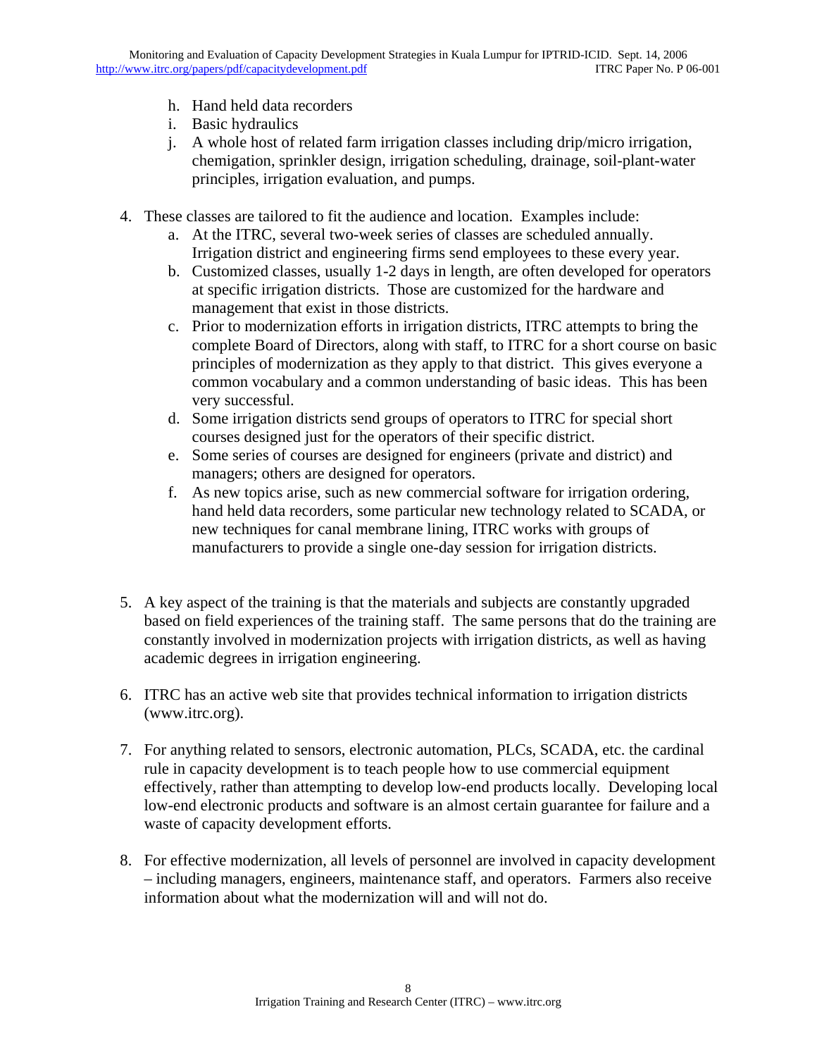h. Hand held data recorders
i. Basic hydraulics
j. A whole host of related farm irrigation classes including drip/micro irrigation, chemigation, sprinkler design, irrigation scheduling, drainage, soil-plant-water principles, irrigation evaluation, and pumps.

4. These classes are tailored to fit the audience and location. Examples include:
   a. At the ITRC, several two-week series of classes are scheduled annually. Irrigation district and engineering firms send employees to these every year.
   b. Customized classes, usually 1-2 days in length, are often developed for operators at specific irrigation districts. Those are customized for the hardware and management that exist in those districts.
   c. Prior to modernization efforts in irrigation districts, ITRC attempts to bring the complete Board of Directors, along with staff, to ITRC for a short course on basic principles of modernization as they apply to that district. This gives everyone a common vocabulary and a common understanding of basic ideas. This has been very successful.
   d. Some irrigation districts send groups of operators to ITRC for special short courses designed just for the operators of their specific district.
   e. Some series of courses are designed for engineers (private and district) and managers; others are designed for operators.
   f. As new topics arise, such as new commercial software for irrigation ordering, hand held data recorders, some particular new technology related to SCADA, or new techniques for canal membrane lining, ITRC works with groups of manufacturers to provide a single one-day session for irrigation districts.

5. A key aspect of the training is that the materials and subjects are constantly upgraded based on field experiences of the training staff. The same persons that do the training are constantly involved in modernization projects with irrigation districts, as well as having academic degrees in irrigation engineering.

6. ITRC has an active web site that provides technical information to irrigation districts (www.itrc.org).

7. For anything related to sensors, electronic automation, PLCs, SCADA, etc. the cardinal rule in capacity development is to teach people how to use commercial equipment effectively, rather than attempting to develop low-end products locally. Developing local low-end electronic products and software is an almost certain guarantee for failure and a waste of capacity development efforts.

8. For effective modernization, all levels of personnel are involved in capacity development – including managers, engineers, maintenance staff, and operators. Farmers also receive information about what the modernization will and will not do.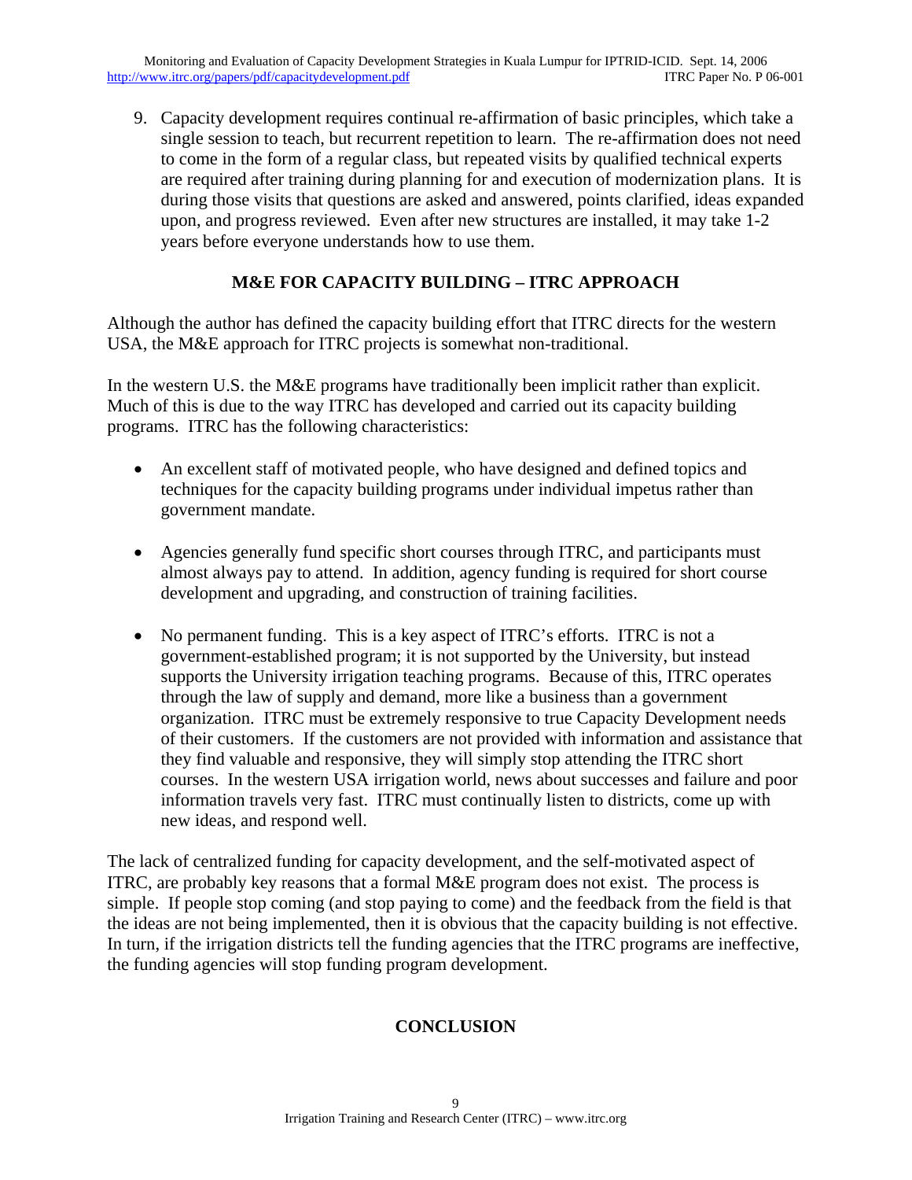9. Capacity development requires continual re-affirmation of basic principles, which take a single session to teach, but recurrent repetition to learn. The re-affirmation does not need to come in the form of a regular class, but repeated visits by qualified technical experts are required after training during planning for and execution of modernization plans. It is during those visits that questions are asked and answered, points clarified, ideas expanded upon, and progress reviewed. Even after new structures are installed, it may take 1-2 years before everyone understands how to use them.

## M&E FOR CAPACITY BUILDING – ITRC APPROACH

Although the author has defined the capacity building effort that ITRC directs for the western USA, the M&E approach for ITRC projects is somewhat non-traditional.

In the western U.S. the M&E programs have traditionally been implicit rather than explicit. Much of this is due to the way ITRC has developed and carried out its capacity building programs. ITRC has the following characteristics:

- An excellent staff of motivated people, who have designed and defined topics and techniques for the capacity building programs under individual impetus rather than government mandate.

- Agencies generally fund specific short courses through ITRC, and participants must almost always pay to attend. In addition, agency funding is required for short course development and upgrading, and construction of training facilities.

- No permanent funding. This is a key aspect of ITRC's efforts. ITRC is not a government-established program; it is not supported by the University, but instead supports the University irrigation teaching programs. Because of this, ITRC operates through the law of supply and demand, more like a business than a government organization. ITRC must be extremely responsive to true Capacity Development needs of their customers. If the customers are not provided with information and assistance that they find valuable and responsive, they will simply stop attending the ITRC short courses. In the western USA irrigation world, news about successes and failure and poor information travels very fast. ITRC must continually listen to districts, come up with new ideas, and respond well.

The lack of centralized funding for capacity development, and the self-motivated aspect of ITRC, are probably key reasons that a formal M&E program does not exist. The process is simple. If people stop coming (and stop paying to come) and the feedback from the field is that the ideas are not being implemented, then it is obvious that the capacity building is not effective. In turn, if the irrigation districts tell the funding agencies that the ITRC programs are ineffective, the funding agencies will stop funding program development.

## CONCLUSION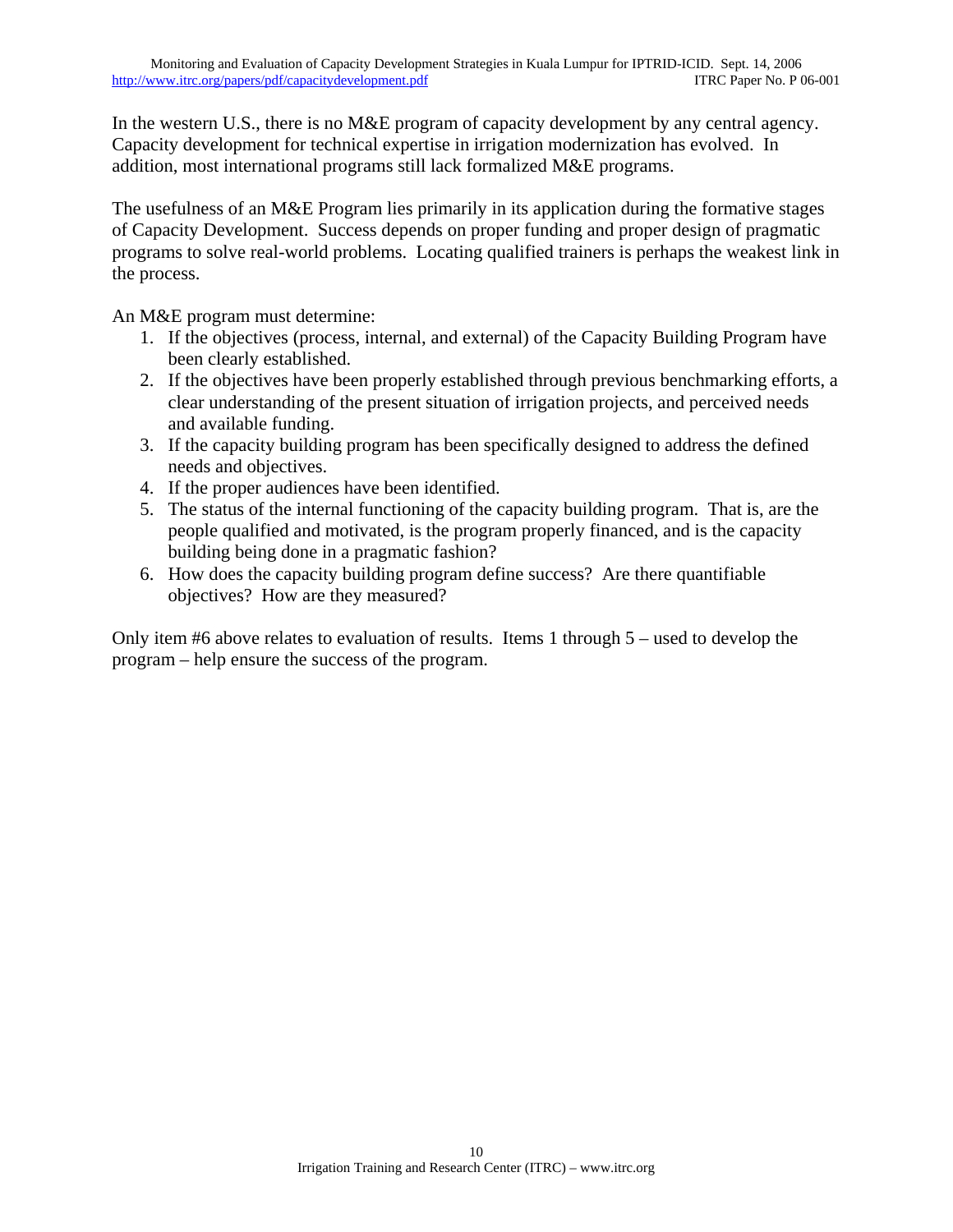In the western U.S., there is no M&E program of capacity development by any central agency. Capacity development for technical expertise in irrigation modernization has evolved. In addition, most international programs still lack formalized M&E programs.

The usefulness of an M&E Program lies primarily in its application during the formative stages of Capacity Development. Success depends on proper funding and proper design of pragmatic programs to solve real-world problems. Locating qualified trainers is perhaps the weakest link in the process.

An M&E program must determine:

1. If the objectives (process, internal, and external) of the Capacity Building Program have been clearly established.
2. If the objectives have been properly established through previous benchmarking efforts, a clear understanding of the present situation of irrigation projects, and perceived needs and available funding.
3. If the capacity building program has been specifically designed to address the defined needs and objectives.
4. If the proper audiences have been identified.
5. The status of the internal functioning of the capacity building program. That is, are the people qualified and motivated, is the program properly financed, and is the capacity building being done in a pragmatic fashion?
6. How does the capacity building program define success? Are there quantifiable objectives? How are they measured?

Only item #6 above relates to evaluation of results. Items 1 through 5 – used to develop the program – help ensure the success of the program.